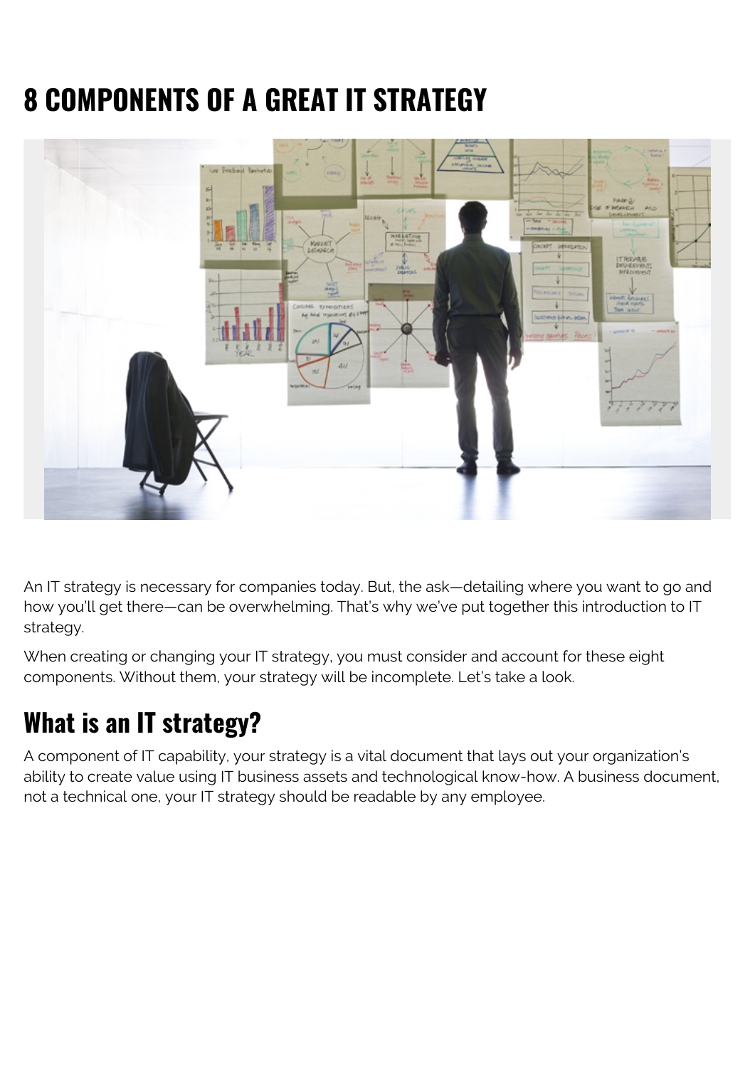# 8 COMPONENTS OF A GREAT IT STRATEGY

An IT strategy is necessary for companies today. But, the ask—detailing where you want to go and how you'll get there—can be overwhelming. That's why we've put together this introduction to IT strategy.

When creating or changing your IT strategy, you must consider and account for these eight components. Without them, your strategy will be incomplete. Let's take a look.

## What is an IT strategy?

A component of IT capability, your strategy is a vital document that lays out your organization's ability to create value using IT business assets and technological know-how. A business document, not a technical one, your IT strategy should be readable by any employee.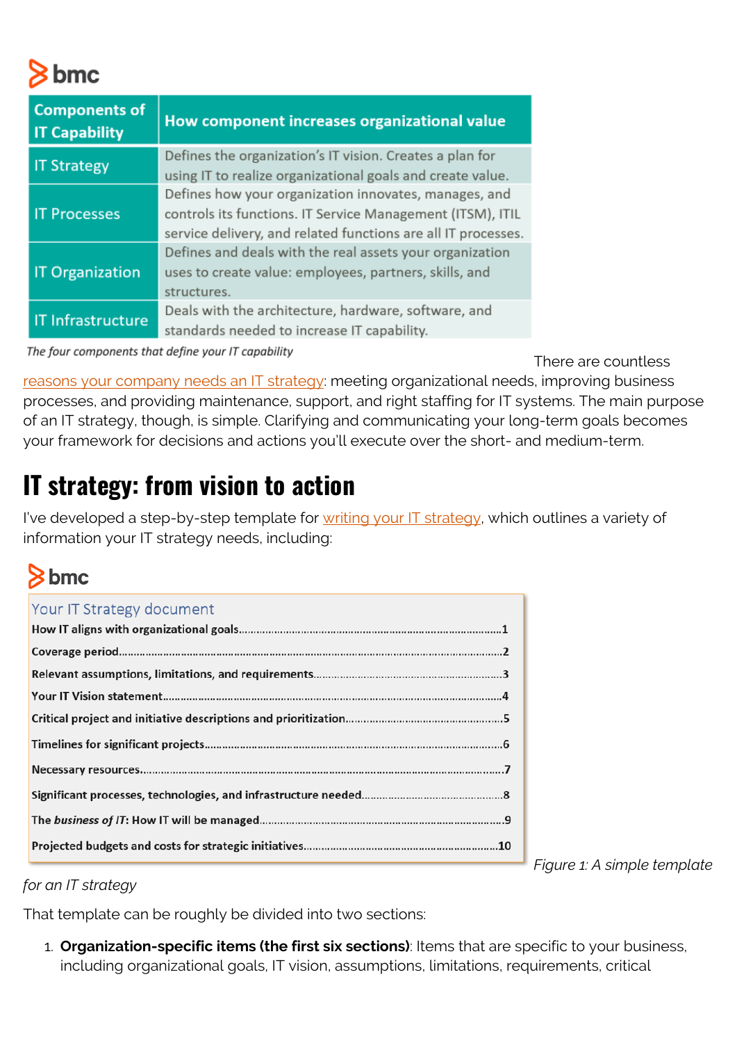| Components of IT Capability | How component increases organizational value |
| --- | --- |
| IT Strategy | Defines the organization's IT vision. Creates a plan for using IT to realize organizational goals and create value. |
| IT Processes | Defines how your organization innovates, manages, and controls its functions. IT Service Management (ITSM), ITIL service delivery, and related functions are all IT processes. |
| IT Organization | Defines and deals with the real assets your organization uses to create value: employees, partners, skills, and structures. |
| IT Infrastructure | Deals with the architecture, hardware, software, and standards needed to increase IT capability. |

*The four components that define your IT capability*

There are countless reasons your company needs an IT strategy: meeting organizational needs, improving business processes, and providing maintenance, support, and right staffing for IT systems. The main purpose of an IT strategy, though, is simple. Clarifying and communicating your long-term goals becomes your framework for decisions and actions you'll execute over the short- and medium-term.

# IT strategy: from vision to action

I've developed a step-by-step template for writing your IT strategy, which outlines a variety of information your IT strategy needs, including:

**Your IT Strategy document**

| Section | Page |
| --- | --- |
| How IT aligns with organizational goals | 1 |
| Coverage period | 2 |
| Relevant assumptions, limitations, and requirements | 3 |
| Your IT Vision statement | 4 |
| Critical project and initiative descriptions and prioritization | 5 |
| Timelines for significant projects | 6 |
| Necessary resources | 7 |
| Significant processes, technologies, and infrastructure needed | 8 |
| The *business of IT*: How IT will be managed | 9 |
| Projected budgets and costs for strategic initiatives | 10 |

*Figure 1: A simple template for an IT strategy*

That template can be roughly be divided into two sections:

1. **Organization-specific items (the first six sections)**: Items that are specific to your business, including organizational goals, IT vision, assumptions, limitations, requirements, critical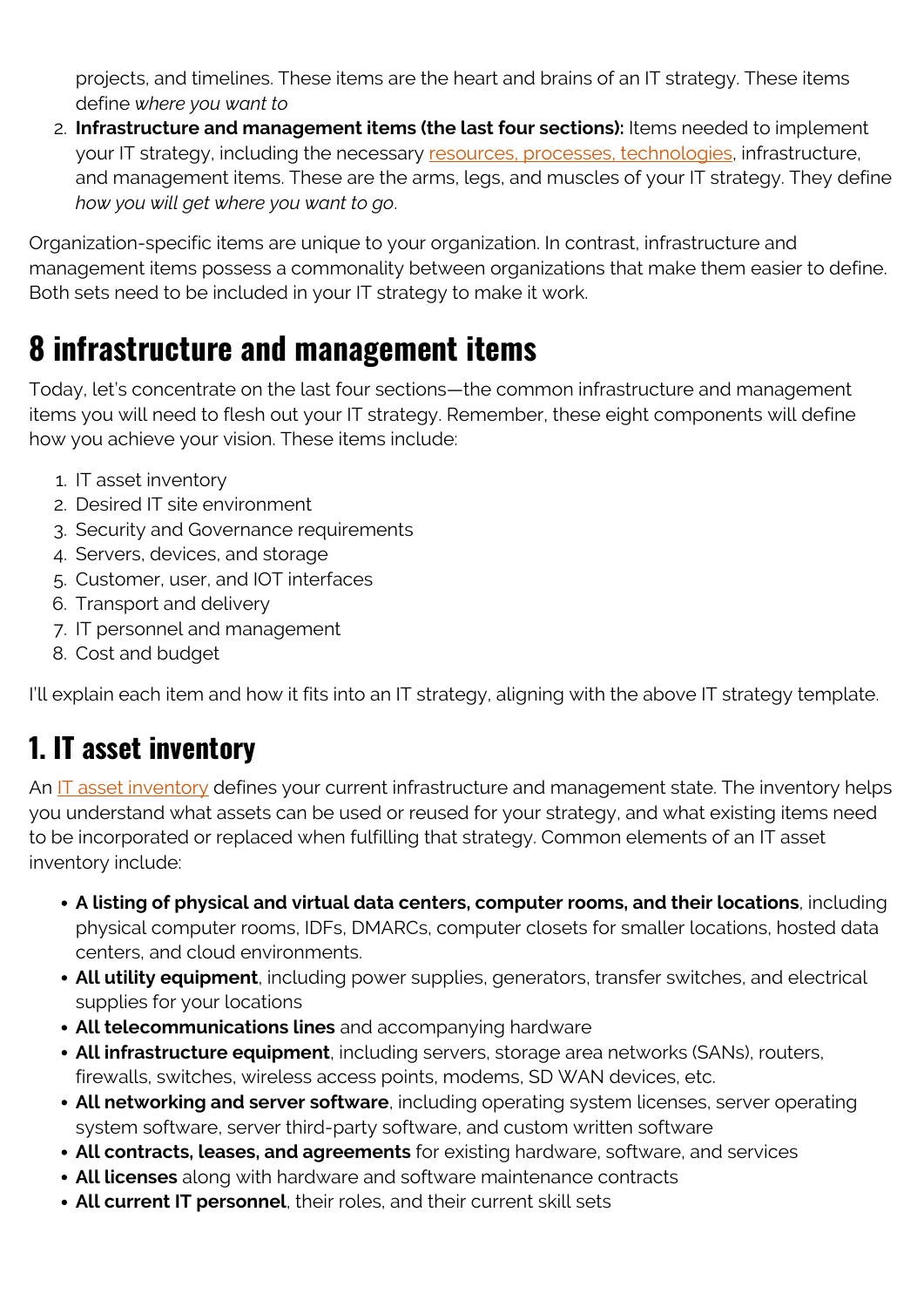projects, and timelines. These items are the heart and brains of an IT strategy. These items define *where you want to*

2. **Infrastructure and management items (the last four sections):** Items needed to implement your IT strategy, including the necessary resources, processes, technologies, infrastructure, and management items. These are the arms, legs, and muscles of your IT strategy. They define *how you will get where you want to go*.

Organization-specific items are unique to your organization. In contrast, infrastructure and management items possess a commonality between organizations that make them easier to define. Both sets need to be included in your IT strategy to make it work.

# 8 infrastructure and management items

Today, let's concentrate on the last four sections—the common infrastructure and management items you will need to flesh out your IT strategy. Remember, these eight components will define how you achieve your vision. These items include:

1. IT asset inventory
2. Desired IT site environment
3. Security and Governance requirements
4. Servers, devices, and storage
5. Customer, user, and IOT interfaces
6. Transport and delivery
7. IT personnel and management
8. Cost and budget

I'll explain each item and how it fits into an IT strategy, aligning with the above IT strategy template.

## 1. IT asset inventory

An IT asset inventory defines your current infrastructure and management state. The inventory helps you understand what assets can be used or reused for your strategy, and what existing items need to be incorporated or replaced when fulfilling that strategy. Common elements of an IT asset inventory include:

- **A listing of physical and virtual data centers, computer rooms, and their locations**, including physical computer rooms, IDFs, DMARCs, computer closets for smaller locations, hosted data centers, and cloud environments.
- **All utility equipment**, including power supplies, generators, transfer switches, and electrical supplies for your locations
- **All telecommunications lines** and accompanying hardware
- **All infrastructure equipment**, including servers, storage area networks (SANs), routers, firewalls, switches, wireless access points, modems, SD WAN devices, etc.
- **All networking and server software**, including operating system licenses, server operating system software, server third-party software, and custom written software
- **All contracts, leases, and agreements** for existing hardware, software, and services
- **All licenses** along with hardware and software maintenance contracts
- **All current IT personnel**, their roles, and their current skill sets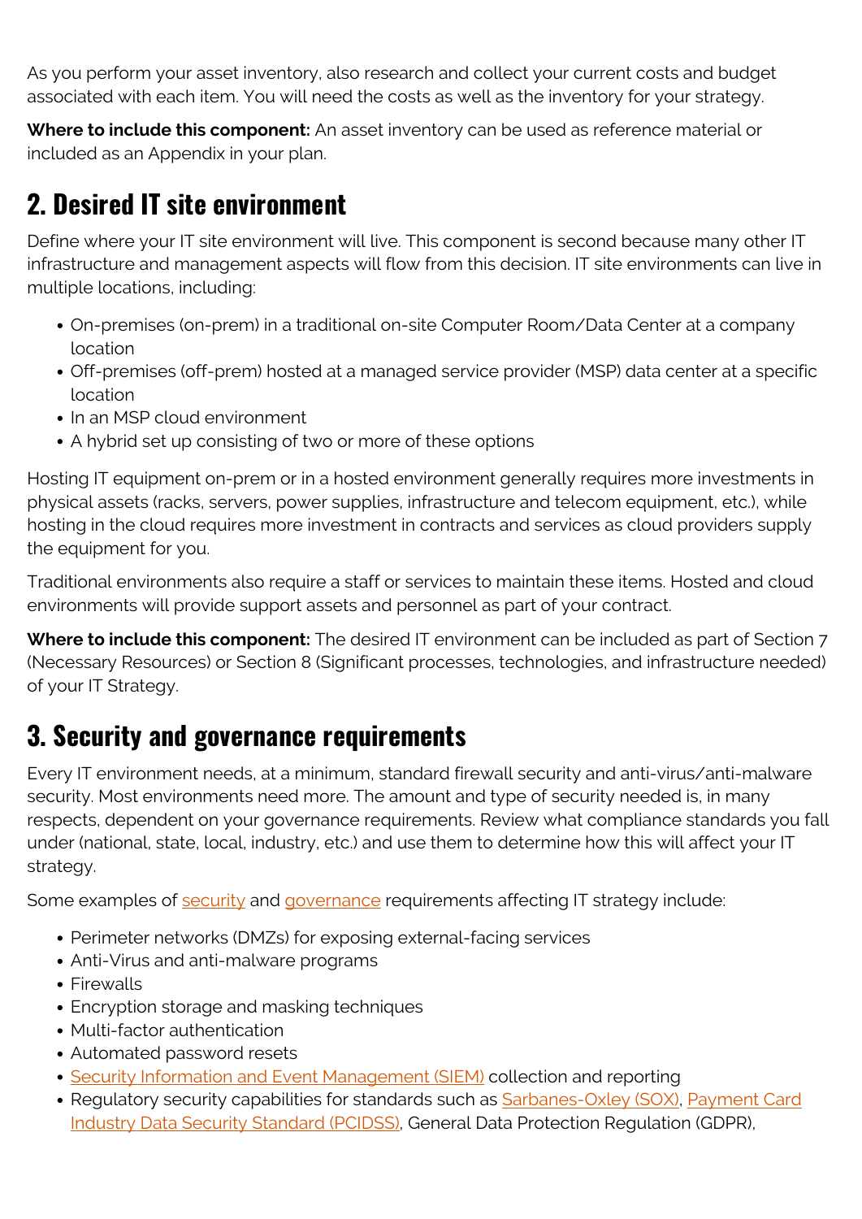As you perform your asset inventory, also research and collect your current costs and budget associated with each item. You will need the costs as well as the inventory for your strategy.

**Where to include this component:** An asset inventory can be used as reference material or included as an Appendix in your plan.

## 2. Desired IT site environment

Define where your IT site environment will live. This component is second because many other IT infrastructure and management aspects will flow from this decision. IT site environments can live in multiple locations, including:

- On-premises (on-prem) in a traditional on-site Computer Room/Data Center at a company location
- Off-premises (off-prem) hosted at a managed service provider (MSP) data center at a specific location
- In an MSP cloud environment
- A hybrid set up consisting of two or more of these options

Hosting IT equipment on-prem or in a hosted environment generally requires more investments in physical assets (racks, servers, power supplies, infrastructure and telecom equipment, etc.), while hosting in the cloud requires more investment in contracts and services as cloud providers supply the equipment for you.

Traditional environments also require a staff or services to maintain these items. Hosted and cloud environments will provide support assets and personnel as part of your contract.

**Where to include this component:** The desired IT environment can be included as part of Section 7 (Necessary Resources) or Section 8 (Significant processes, technologies, and infrastructure needed) of your IT Strategy.

## 3. Security and governance requirements

Every IT environment needs, at a minimum, standard firewall security and anti-virus/anti-malware security. Most environments need more. The amount and type of security needed is, in many respects, dependent on your governance requirements. Review what compliance standards you fall under (national, state, local, industry, etc.) and use them to determine how this will affect your IT strategy.

Some examples of security and governance requirements affecting IT strategy include:

- Perimeter networks (DMZs) for exposing external-facing services
- Anti-Virus and anti-malware programs
- Firewalls
- Encryption storage and masking techniques
- Multi-factor authentication
- Automated password resets
- Security Information and Event Management (SIEM) collection and reporting
- Regulatory security capabilities for standards such as Sarbanes-Oxley (SOX), Payment Card Industry Data Security Standard (PCIDSS), General Data Protection Regulation (GDPR),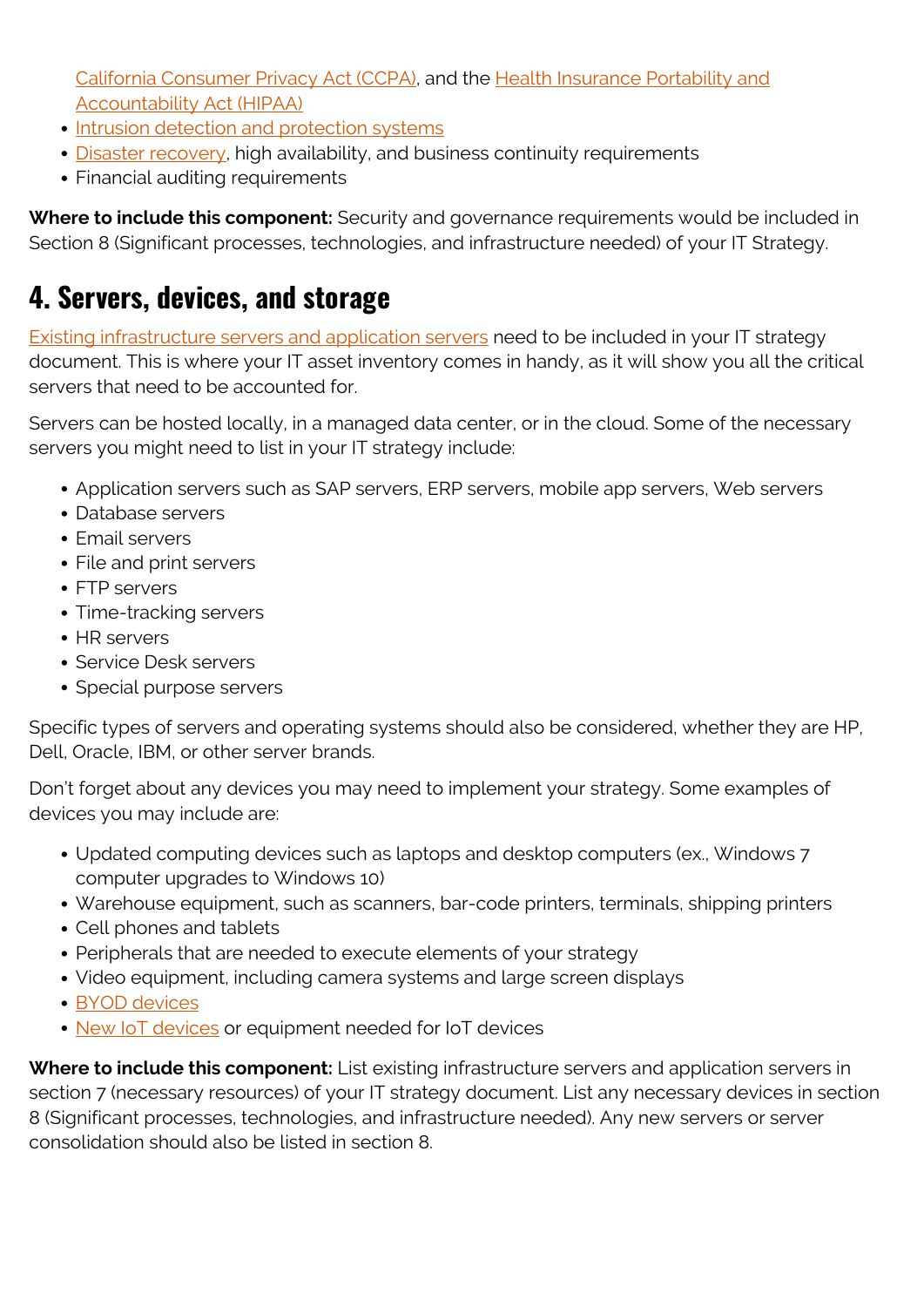California Consumer Privacy Act (CCPA), and the Health Insurance Portability and Accountability Act (HIPAA)

- Intrusion detection and protection systems
- Disaster recovery, high availability, and business continuity requirements
- Financial auditing requirements

**Where to include this component:** Security and governance requirements would be included in Section 8 (Significant processes, technologies, and infrastructure needed) of your IT Strategy.

## 4. Servers, devices, and storage

Existing infrastructure servers and application servers need to be included in your IT strategy document. This is where your IT asset inventory comes in handy, as it will show you all the critical servers that need to be accounted for.

Servers can be hosted locally, in a managed data center, or in the cloud. Some of the necessary servers you might need to list in your IT strategy include:

- Application servers such as SAP servers, ERP servers, mobile app servers, Web servers
- Database servers
- Email servers
- File and print servers
- FTP servers
- Time-tracking servers
- HR servers
- Service Desk servers
- Special purpose servers

Specific types of servers and operating systems should also be considered, whether they are HP, Dell, Oracle, IBM, or other server brands.

Don't forget about any devices you may need to implement your strategy. Some examples of devices you may include are:

- Updated computing devices such as laptops and desktop computers (ex., Windows 7 computer upgrades to Windows 10)
- Warehouse equipment, such as scanners, bar-code printers, terminals, shipping printers
- Cell phones and tablets
- Peripherals that are needed to execute elements of your strategy
- Video equipment, including camera systems and large screen displays
- BYOD devices
- New IoT devices or equipment needed for IoT devices

**Where to include this component:** List existing infrastructure servers and application servers in section 7 (necessary resources) of your IT strategy document. List any necessary devices in section 8 (Significant processes, technologies, and infrastructure needed). Any new servers or server consolidation should also be listed in section 8.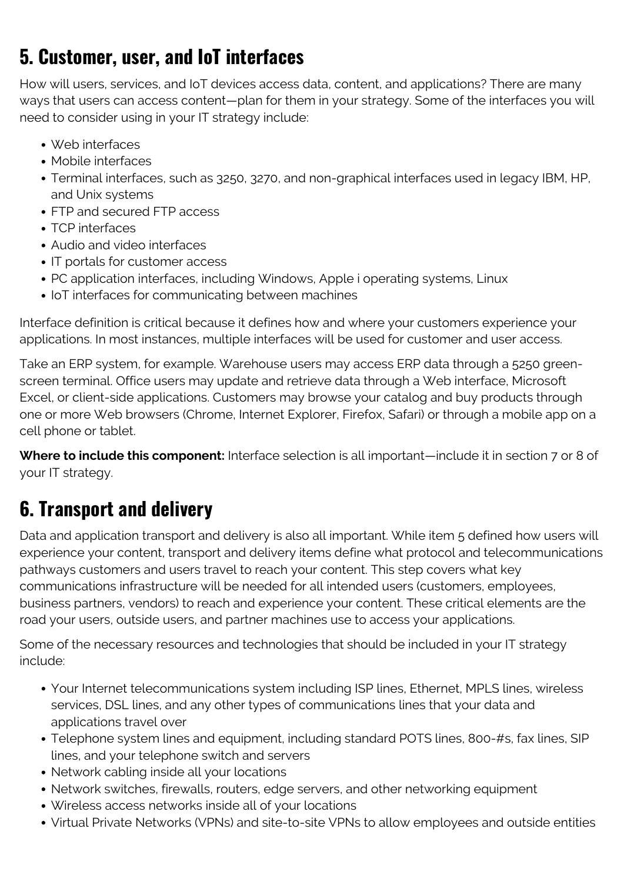## 5. Customer, user, and IoT interfaces

How will users, services, and IoT devices access data, content, and applications? There are many ways that users can access content—plan for them in your strategy. Some of the interfaces you will need to consider using in your IT strategy include:

- Web interfaces
- Mobile interfaces
- Terminal interfaces, such as 3250, 3270, and non-graphical interfaces used in legacy IBM, HP, and Unix systems
- FTP and secured FTP access
- TCP interfaces
- Audio and video interfaces
- IT portals for customer access
- PC application interfaces, including Windows, Apple i operating systems, Linux
- IoT interfaces for communicating between machines

Interface definition is critical because it defines how and where your customers experience your applications. In most instances, multiple interfaces will be used for customer and user access.

Take an ERP system, for example. Warehouse users may access ERP data through a 5250 green-screen terminal. Office users may update and retrieve data through a Web interface, Microsoft Excel, or client-side applications. Customers may browse your catalog and buy products through one or more Web browsers (Chrome, Internet Explorer, Firefox, Safari) or through a mobile app on a cell phone or tablet.

**Where to include this component:** Interface selection is all important—include it in section 7 or 8 of your IT strategy.

## 6. Transport and delivery

Data and application transport and delivery is also all important. While item 5 defined how users will experience your content, transport and delivery items define what protocol and telecommunications pathways customers and users travel to reach your content. This step covers what key communications infrastructure will be needed for all intended users (customers, employees, business partners, vendors) to reach and experience your content. These critical elements are the road your users, outside users, and partner machines use to access your applications.

Some of the necessary resources and technologies that should be included in your IT strategy include:

- Your Internet telecommunications system including ISP lines, Ethernet, MPLS lines, wireless services, DSL lines, and any other types of communications lines that your data and applications travel over
- Telephone system lines and equipment, including standard POTS lines, 800-#s, fax lines, SIP lines, and your telephone switch and servers
- Network cabling inside all your locations
- Network switches, firewalls, routers, edge servers, and other networking equipment
- Wireless access networks inside all of your locations
- Virtual Private Networks (VPNs) and site-to-site VPNs to allow employees and outside entities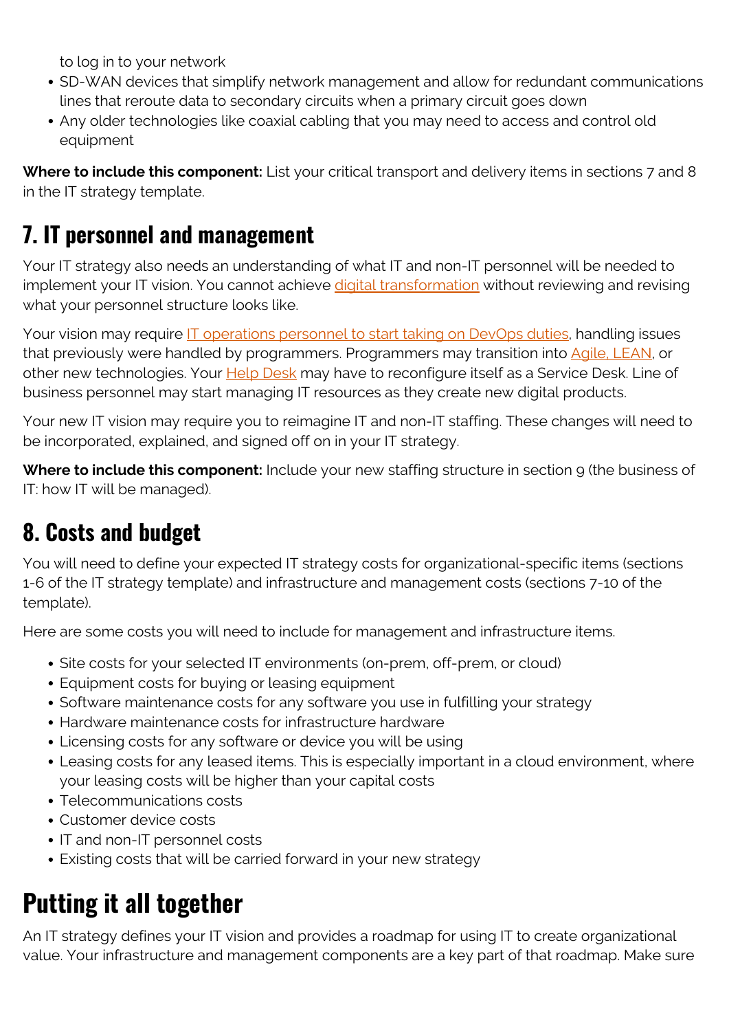to log in to your network
- SD-WAN devices that simplify network management and allow for redundant communications lines that reroute data to secondary circuits when a primary circuit goes down
- Any older technologies like coaxial cabling that you may need to access and control old equipment

**Where to include this component:** List your critical transport and delivery items in sections 7 and 8 in the IT strategy template.

## 7. IT personnel and management

Your IT strategy also needs an understanding of what IT and non-IT personnel will be needed to implement your IT vision. You cannot achieve digital transformation without reviewing and revising what your personnel structure looks like.

Your vision may require IT operations personnel to start taking on DevOps duties, handling issues that previously were handled by programmers. Programmers may transition into Agile, LEAN, or other new technologies. Your Help Desk may have to reconfigure itself as a Service Desk. Line of business personnel may start managing IT resources as they create new digital products.

Your new IT vision may require you to reimagine IT and non-IT staffing. These changes will need to be incorporated, explained, and signed off on in your IT strategy.

**Where to include this component:** Include your new staffing structure in section 9 (the business of IT: how IT will be managed).

## 8. Costs and budget

You will need to define your expected IT strategy costs for organizational-specific items (sections 1-6 of the IT strategy template) and infrastructure and management costs (sections 7-10 of the template).

Here are some costs you will need to include for management and infrastructure items.

- Site costs for your selected IT environments (on-prem, off-prem, or cloud)
- Equipment costs for buying or leasing equipment
- Software maintenance costs for any software you use in fulfilling your strategy
- Hardware maintenance costs for infrastructure hardware
- Licensing costs for any software or device you will be using
- Leasing costs for any leased items. This is especially important in a cloud environment, where your leasing costs will be higher than your capital costs
- Telecommunications costs
- Customer device costs
- IT and non-IT personnel costs
- Existing costs that will be carried forward in your new strategy

# Putting it all together

An IT strategy defines your IT vision and provides a roadmap for using IT to create organizational value. Your infrastructure and management components are a key part of that roadmap. Make sure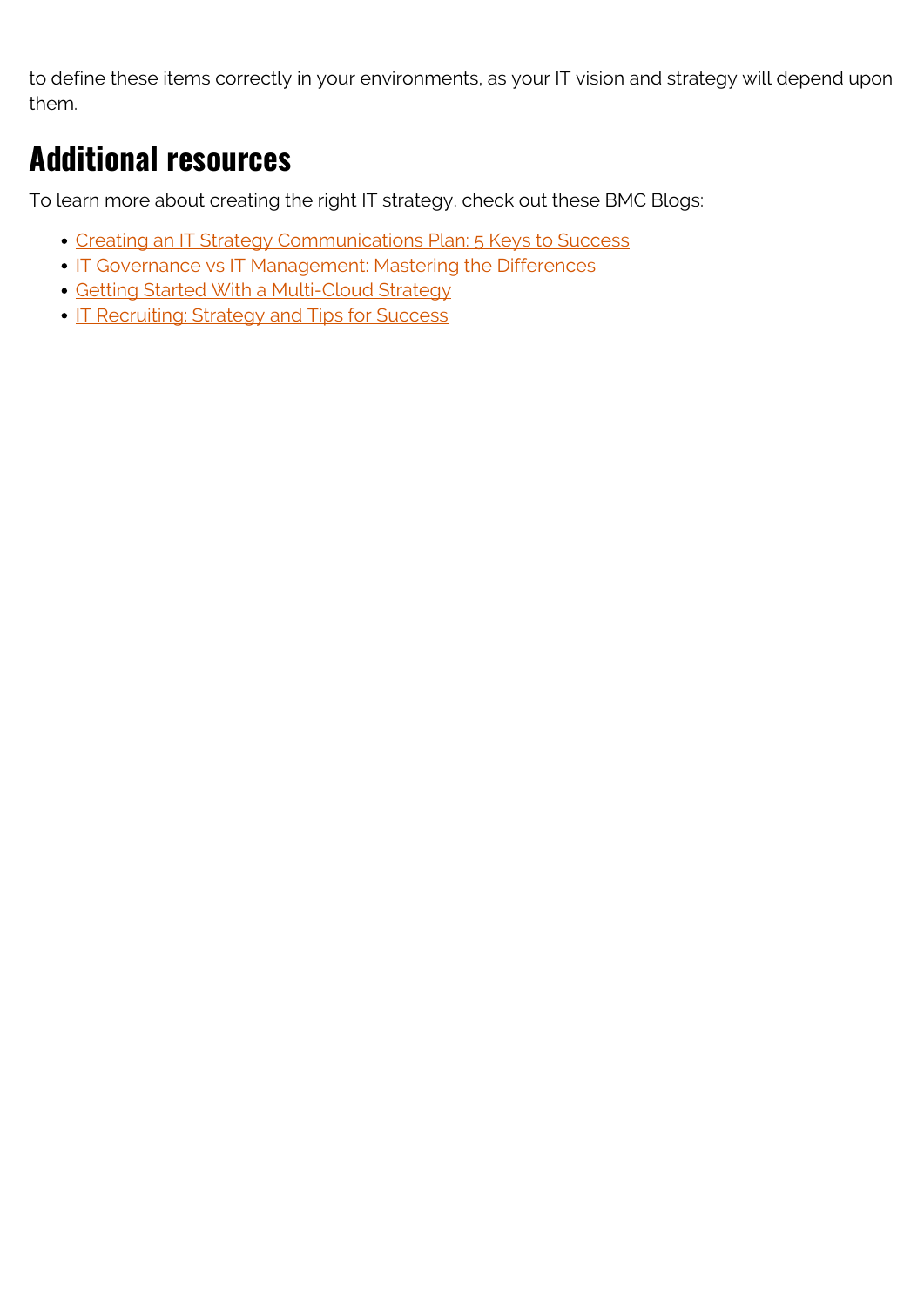to define these items correctly in your environments, as your IT vision and strategy will depend upon them.

## Additional resources

To learn more about creating the right IT strategy, check out these BMC Blogs:

- Creating an IT Strategy Communications Plan: 5 Keys to Success
- IT Governance vs IT Management: Mastering the Differences
- Getting Started With a Multi-Cloud Strategy
- IT Recruiting: Strategy and Tips for Success